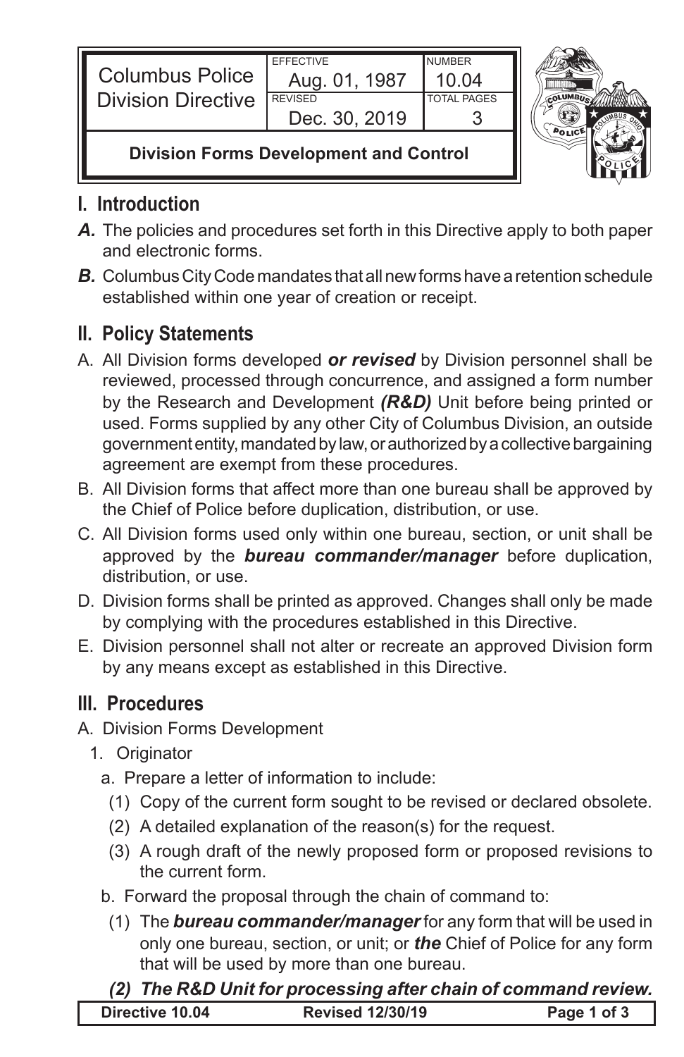| Columns Police Division Directive | EFFECTIVE Aug. 01, 1987 | NUMBER 10.04 |
| --- | --- | --- |
| | REVISED Dec. 30, 2019 | TOTAL PAGES 3 |

**Division Forms Development and Control**

## I. Introduction

***A.*** The policies and procedures set forth in this Directive apply to both paper and electronic forms.

***B.*** Columbus City Code mandates that all new forms have a retention schedule established within one year of creation or receipt.

## II. Policy Statements

A. All Division forms developed ***or revised*** by Division personnel shall be reviewed, processed through concurrence, and assigned a form number by the Research and Development ***(R&D)*** Unit before being printed or used. Forms supplied by any other City of Columbus Division, an outside government entity, mandated by law, or authorized by a collective bargaining agreement are exempt from these procedures.

B. All Division forms that affect more than one bureau shall be approved by the Chief of Police before duplication, distribution, or use.

C. All Division forms used only within one bureau, section, or unit shall be approved by the ***bureau commander/manager*** before duplication, distribution, or use.

D. Division forms shall be printed as approved. Changes shall only be made by complying with the procedures established in this Directive.

E. Division personnel shall not alter or recreate an approved Division form by any means except as established in this Directive.

## III. Procedures

A. Division Forms Development

1. Originator

   a. Prepare a letter of information to include:

      (1) Copy of the current form sought to be revised or declared obsolete.

      (2) A detailed explanation of the reason(s) for the request.

      (3) A rough draft of the newly proposed form or proposed revisions to the current form.

   b. Forward the proposal through the chain of command to:

      (1) The ***bureau commander/manager*** for any form that will be used in only one bureau, section, or unit; or ***the*** Chief of Police for any form that will be used by more than one bureau.

      ***(2) The R&D Unit for processing after chain of command review.***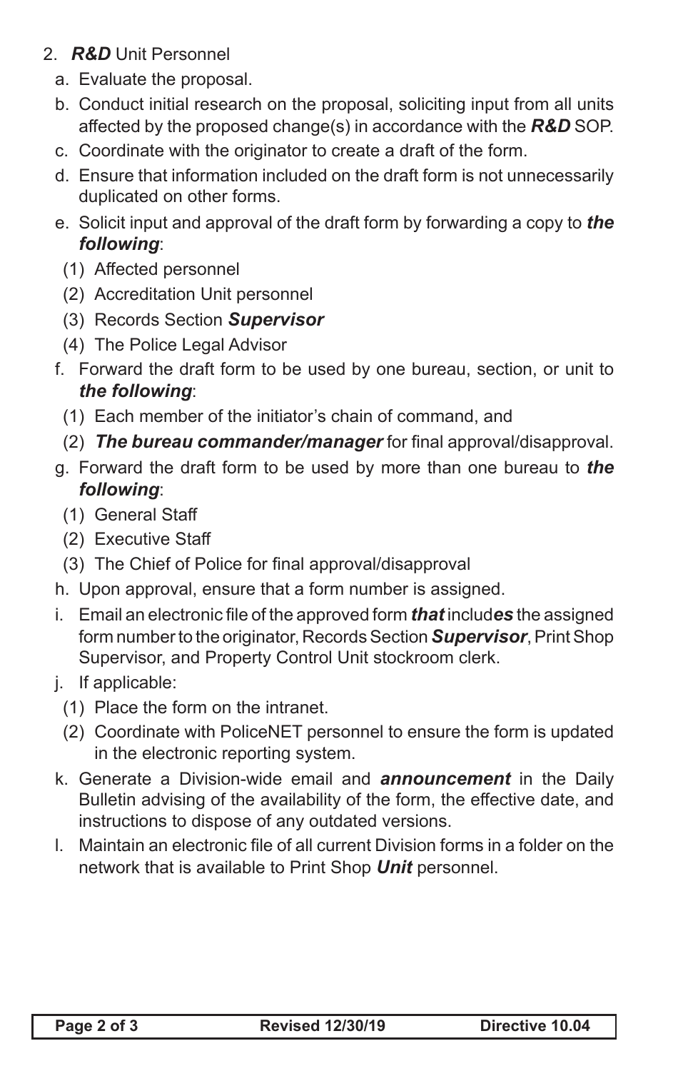2. ***R&D*** Unit Personnel
   a. Evaluate the proposal.
   b. Conduct initial research on the proposal, soliciting input from all units affected by the proposed change(s) in accordance with the ***R&D*** SOP.
   c. Coordinate with the originator to create a draft of the form.
   d. Ensure that information included on the draft form is not unnecessarily duplicated on other forms.
   e. Solicit input and approval of the draft form by forwarding a copy to ***the following***:
      (1) Affected personnel
      (2) Accreditation Unit personnel
      (3) Records Section ***Supervisor***
      (4) The Police Legal Advisor
   f. Forward the draft form to be used by one bureau, section, or unit to ***the following***:
      (1) Each member of the initiator's chain of command, and
      (2) ***The bureau commander/manager*** for final approval/disapproval.
   g. Forward the draft form to be used by more than one bureau to ***the following***:
      (1) General Staff
      (2) Executive Staff
      (3) The Chief of Police for final approval/disapproval
   h. Upon approval, ensure that a form number is assigned.
   i. Email an electronic file of the approved form ***that*** includ***es*** the assigned form number to the originator, Records Section ***Supervisor***, Print Shop Supervisor, and Property Control Unit stockroom clerk.
   j. If applicable:
      (1) Place the form on the intranet.
      (2) Coordinate with PoliceNET personnel to ensure the form is updated in the electronic reporting system.
   k. Generate a Division-wide email and ***announcement*** in the Daily Bulletin advising of the availability of the form, the effective date, and instructions to dispose of any outdated versions.
   l. Maintain an electronic file of all current Division forms in a folder on the network that is available to Print Shop ***Unit*** personnel.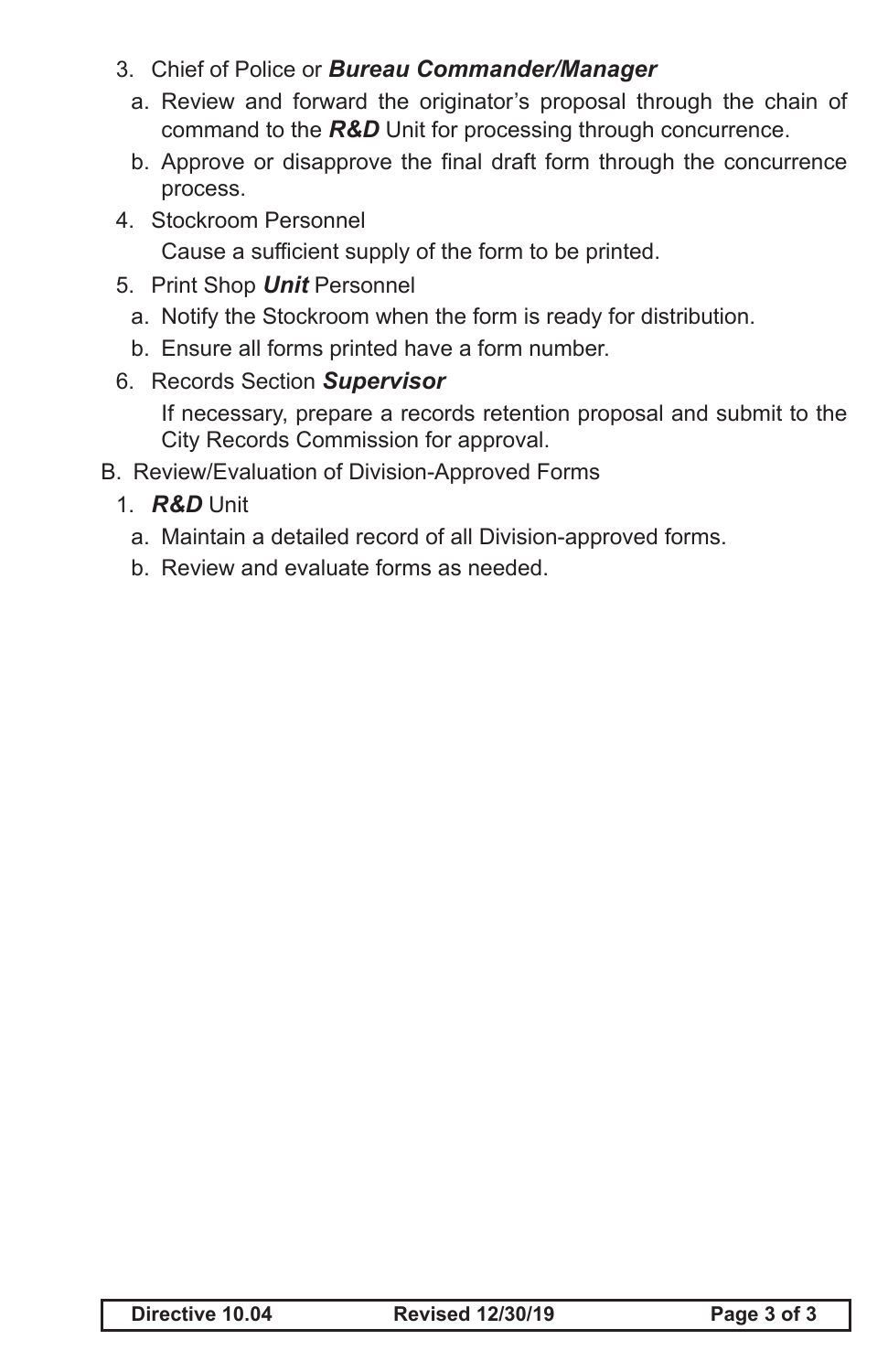3. Chief of Police or ***Bureau Commander/Manager***

   a. Review and forward the originator's proposal through the chain of command to the ***R&D*** Unit for processing through concurrence.

   b. Approve or disapprove the final draft form through the concurrence process.

4. Stockroom Personnel

   Cause a sufficient supply of the form to be printed.

5. Print Shop ***Unit*** Personnel

   a. Notify the Stockroom when the form is ready for distribution.

   b. Ensure all forms printed have a form number.

6. Records Section ***Supervisor***

   If necessary, prepare a records retention proposal and submit to the City Records Commission for approval.

B. Review/Evaluation of Division-Approved Forms

1. ***R&D*** Unit

   a. Maintain a detailed record of all Division-approved forms.

   b. Review and evaluate forms as needed.